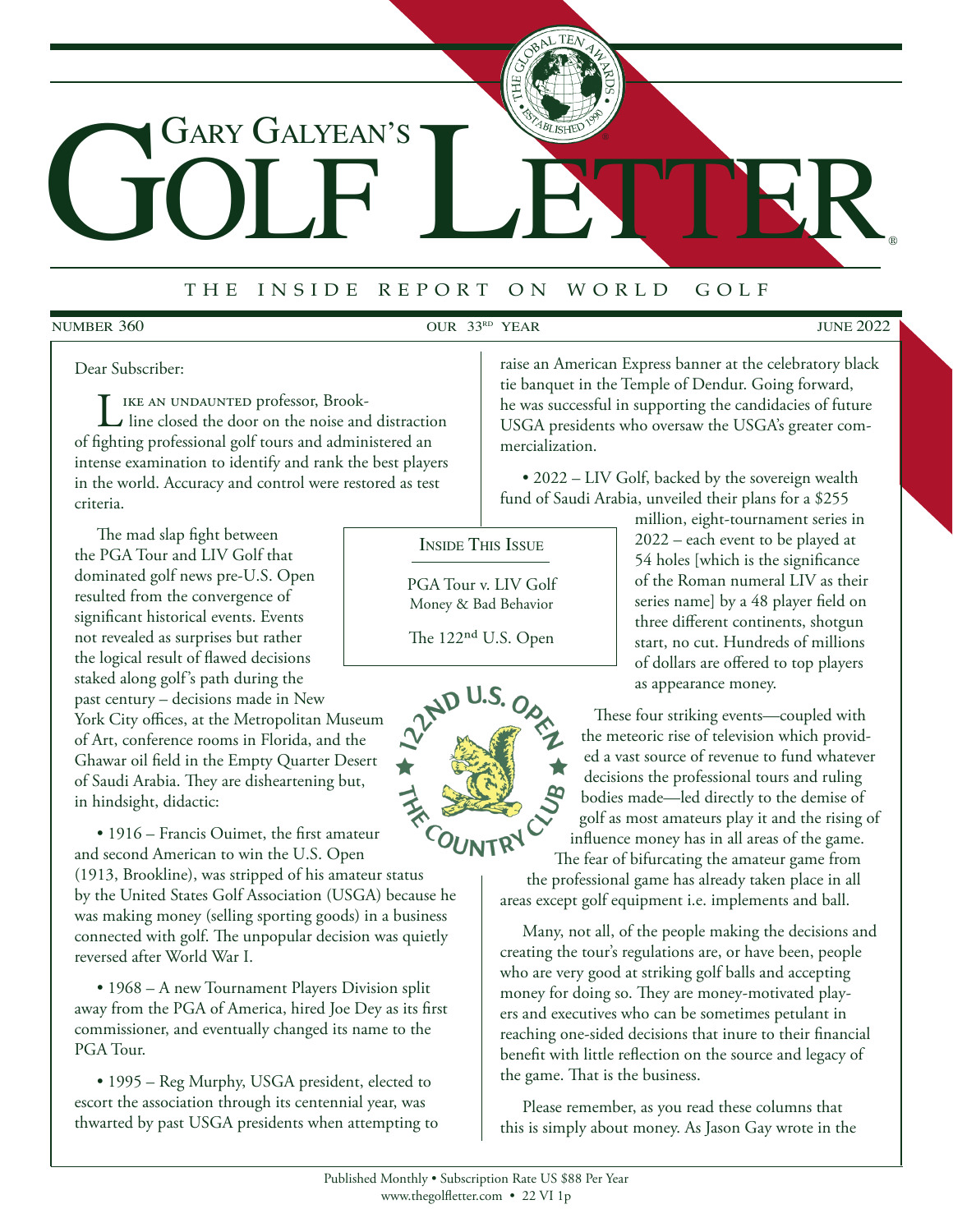# Gary Galyean's Golf Letter

THE INSIDE REPORT ON WORLD GOLF

NUMBER 360 — OUR 33RD YEAR — JUNE 2022

Dear Subscriber:

Like an undaunted professor, Brookline closed the door on the noise and distraction of fighting professional golf tours and administered an intense examination to identify and rank the best players in the world. Accuracy and control were restored as test criteria.

The mad slap fight between the PGA Tour and LIV Golf that dominated golf news pre-U.S. Open resulted from the convergence of significant historical events. Events not revealed as surprises but rather the logical result of flawed decisions staked along golf's path during the past century – decisions made in New York City offices, at the Metropolitan Museum of Art, conference rooms in Florida, and the Ghawar oil field in the Empty Quarter Desert of Saudi Arabia. They are disheartening but, in hindsight, didactic:

• 1916 – Francis Ouimet, the first amateur and second American to win the U.S. Open (1913, Brookline), was stripped of his amateur status by the United States Golf Association (USGA) because he was making money (selling sporting goods) in a business connected with golf. The unpopular decision was quietly reversed after World War I.

• 1968 – A new Tournament Players Division split away from the PGA of America, hired Joe Dey as its first commissioner, and eventually changed its name to the PGA Tour.

• 1995 – Reg Murphy, USGA president, elected to escort the association through its centennial year, was thwarted by past USGA presidents when attempting to raise an American Express banner at the celebratory black tie banquet in the Temple of Dendur. Going forward, he was successful in supporting the candidacies of future USGA presidents who oversaw the USGA's greater commercialization.

• 2022 – LIV Golf, backed by the sovereign wealth fund of Saudi Arabia, unveiled their plans for a $255 million, eight-tournament series in 2022 – each event to be played at 54 holes [which is the significance of the Roman numeral LIV as their series name] by a 48 player field on three different continents, shotgun start, no cut. Hundreds of millions of dollars are offered to top players as appearance money.

These four striking events—coupled with the meteoric rise of television which provided a vast source of revenue to fund whatever decisions the professional tours and ruling bodies made—led directly to the demise of golf as most amateurs play it and the rising of influence money has in all areas of the game. The fear of bifurcating the amateur game from the professional game has already taken place in all areas except golf equipment i.e. implements and ball.

Many, not all, of the people making the decisions and creating the tour's regulations are, or have been, people who are very good at striking golf balls and accepting money for doing so. They are money-motivated players and executives who can be sometimes petulant in reaching one-sided decisions that inure to their financial benefit with little reflection on the source and legacy of the game. That is the business.

Please remember, as you read these columns that this is simply about money. As Jason Gay wrote in the

---

**Inside This Issue**

PGA Tour v. LIV Golf
Money & Bad Behavior

The 122nd U.S. Open

---

Published Monthly • Subscription Rate US $88 Per Year
www.thegolfletter.com • 22 VI 1p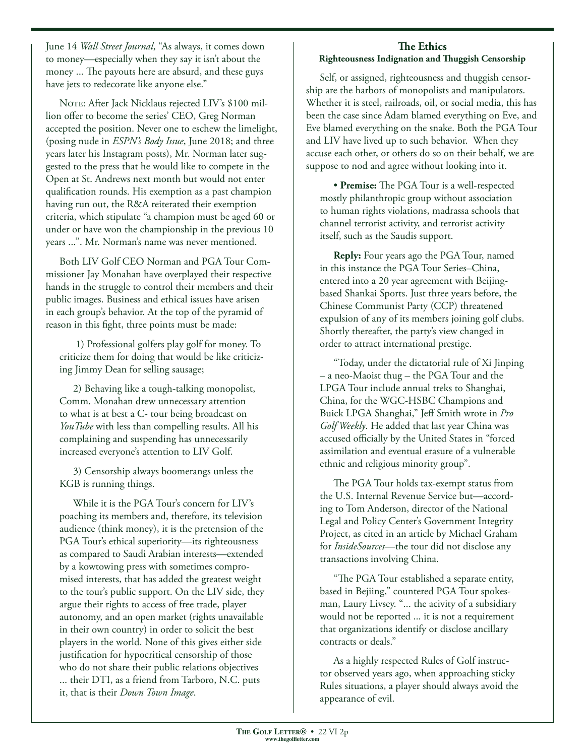June 14 *Wall Street Journal*, "As always, it comes down to money—especially when they say it isn't about the money ... The payouts here are absurd, and these guys have jets to redecorate like anyone else."

Note: After Jack Nicklaus rejected LIV's $100 million offer to become the series' CEO, Greg Norman accepted the position. Never one to eschew the limelight, (posing nude in *ESPN's Body Issue*, June 2018; and three years later his Instagram posts), Mr. Norman later suggested to the press that he would like to compete in the Open at St. Andrews next month but would not enter qualification rounds. His exemption as a past champion having run out, the R&A reiterated their exemption criteria, which stipulate "a champion must be aged 60 or under or have won the championship in the previous 10 years ...". Mr. Norman's name was never mentioned.

Both LIV Golf CEO Norman and PGA Tour Commissioner Jay Monahan have overplayed their respective hands in the struggle to control their members and their public images. Business and ethical issues have arisen in each group's behavior. At the top of the pyramid of reason in this fight, three points must be made:

1) Professional golfers play golf for money. To criticize them for doing that would be like criticizing Jimmy Dean for selling sausage;

2) Behaving like a tough-talking monopolist, Comm. Monahan drew unnecessary attention to what is at best a C- tour being broadcast on *YouTube* with less than compelling results. All his complaining and suspending has unnecessarily increased everyone's attention to LIV Golf.

3) Censorship always boomerangs unless the KGB is running things.

While it is the PGA Tour's concern for LIV's poaching its members and, therefore, its television audience (think money), it is the pretension of the PGA Tour's ethical superiority—its righteousness as compared to Saudi Arabian interests—extended by a kowtowing press with sometimes compromised interests, that has added the greatest weight to the tour's public support. On the LIV side, they argue their rights to access of free trade, player autonomy, and an open market (rights unavailable in their own country) in order to solicit the best players in the world. None of this gives either side justification for hypocritical censorship of those who do not share their public relations objectives ... their DTI, as a friend from Tarboro, N.C. puts it, that is their *Down Town Image*.

## The Ethics

### Righteousness Indignation and Thuggish Censorship

Self, or assigned, righteousness and thuggish censorship are the harbors of monopolists and manipulators. Whether it is steel, railroads, oil, or social media, this has been the case since Adam blamed everything on Eve, and Eve blamed everything on the snake. Both the PGA Tour and LIV have lived up to such behavior. When they accuse each other, or others do so on their behalf, we are suppose to nod and agree without looking into it.

• **Premise:** The PGA Tour is a well-respected mostly philanthropic group without association to human rights violations, madrassa schools that channel terrorist activity, and terrorist activity itself, such as the Saudis support.

**Reply:** Four years ago the PGA Tour, named in this instance the PGA Tour Series–China, entered into a 20 year agreement with Beijing-based Shankai Sports. Just three years before, the Chinese Communist Party (CCP) threatened expulsion of any of its members joining golf clubs. Shortly thereafter, the party's view changed in order to attract international prestige.

"Today, under the dictatorial rule of Xi Jinping – a neo-Maoist thug – the PGA Tour and the LPGA Tour include annual treks to Shanghai, China, for the WGC-HSBC Champions and Buick LPGA Shanghai," Jeff Smith wrote in *Pro Golf Weekly*. He added that last year China was accused officially by the United States in "forced assimilation and eventual erasure of a vulnerable ethnic and religious minority group".

The PGA Tour holds tax-exempt status from the U.S. Internal Revenue Service but—according to Tom Anderson, director of the National Legal and Policy Center's Government Integrity Project, as cited in an article by Michael Graham for *InsideSources*—the tour did not disclose any transactions involving China.

"The PGA Tour established a separate entity, based in Bejiing," countered PGA Tour spokesman, Laury Livsey. "... the acivity of a subsidiary would not be reported ... it is not a requirement that organizations identify or disclose ancillary contracts or deals."

As a highly respected Rules of Golf instructor observed years ago, when approaching sticky Rules situations, a player should always avoid the appearance of evil.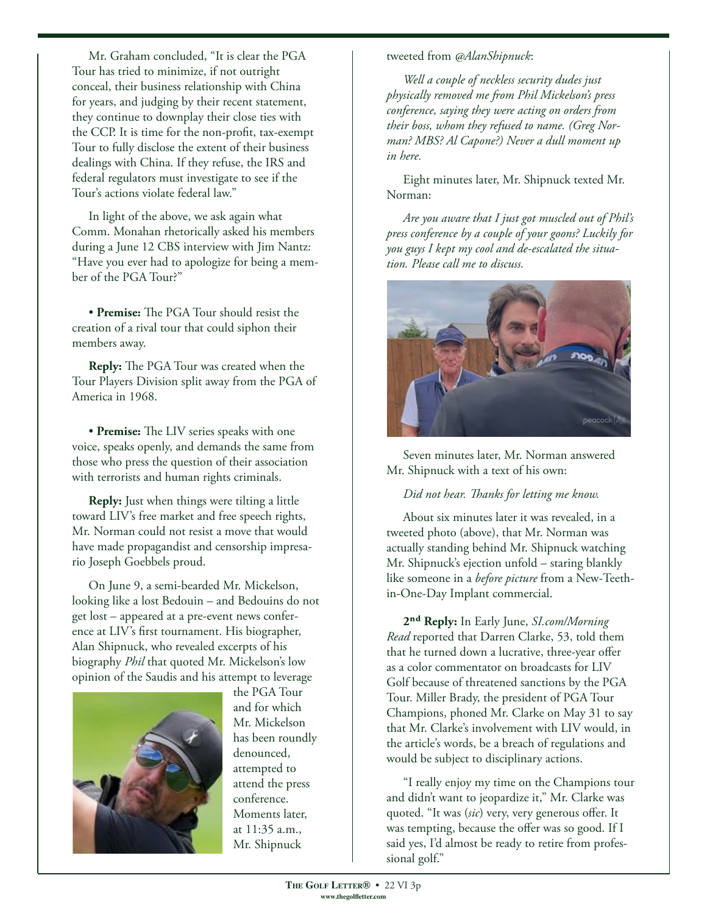Mr. Graham concluded, "It is clear the PGA Tour has tried to minimize, if not outright conceal, their business relationship with China for years, and judging by their recent statement, they continue to downplay their close ties with the CCP. It is time for the non-profit, tax-exempt Tour to fully disclose the extent of their business dealings with China. If they refuse, the IRS and federal regulators must investigate to see if the Tour's actions violate federal law."

In light of the above, we ask again what Comm. Monahan rhetorically asked his members during a June 12 CBS interview with Jim Nantz: "Have you ever had to apologize for being a member of the PGA Tour?"

• **Premise:** The PGA Tour should resist the creation of a rival tour that could siphon their members away.

**Reply:** The PGA Tour was created when the Tour Players Division split away from the PGA of America in 1968.

• **Premise:** The LIV series speaks with one voice, speaks openly, and demands the same from those who press the question of their association with terrorists and human rights criminals.

**Reply:** Just when things were tilting a little toward LIV's free market and free speech rights, Mr. Norman could not resist a move that would have made propagandist and censorship impresario Joseph Goebbels proud.

On June 9, a semi-bearded Mr. Mickelson, looking like a lost Bedouin – and Bedouins do not get lost – appeared at a pre-event news conference at LIV's first tournament. His biographer, Alan Shipnuck, who revealed excerpts of his biography *Phil* that quoted Mr. Mickelson's low opinion of the Saudis and his attempt to leverage the PGA Tour and for which Mr. Mickelson has been roundly denounced, attempted to attend the press conference. Moments later, at 11:35 a.m., Mr. Shipnuck tweeted from *@AlanShipnuck*:

*Well a couple of neckless security dudes just physically removed me from Phil Mickelson's press conference, saying they were acting on orders from their boss, whom they refused to name. (Greg Norman? MBS? Al Capone?) Never a dull moment up in here.*

Eight minutes later, Mr. Shipnuck texted Mr. Norman:

*Are you aware that I just got muscled out of Phil's press conference by a couple of your goons? Luckily for you guys I kept my cool and de-escalated the situation. Please call me to discuss.*

Seven minutes later, Mr. Norman answered Mr. Shipnuck with a text of his own:

*Did not hear. Thanks for letting me know.*

About six minutes later it was revealed, in a tweeted photo (above), that Mr. Norman was actually standing behind Mr. Shipnuck watching Mr. Shipnuck's ejection unfold – staring blankly like someone in a *before picture* from a New-Teeth-in-One-Day Implant commercial.

**2nd Reply:** In Early June, *SI.com/Morning Read* reported that Darren Clarke, 53, told them that he turned down a lucrative, three-year offer as a color commentator on broadcasts for LIV Golf because of threatened sanctions by the PGA Tour. Miller Brady, the president of PGA Tour Champions, phoned Mr. Clarke on May 31 to say that Mr. Clarke's involvement with LIV would, in the article's words, be a breach of regulations and would be subject to disciplinary actions.

"I really enjoy my time on the Champions tour and didn't want to jeopardize it," Mr. Clarke was quoted. "It was (*sic*) very, very generous offer. It was tempting, because the offer was so good. If I said yes, I'd almost be ready to retire from professional golf."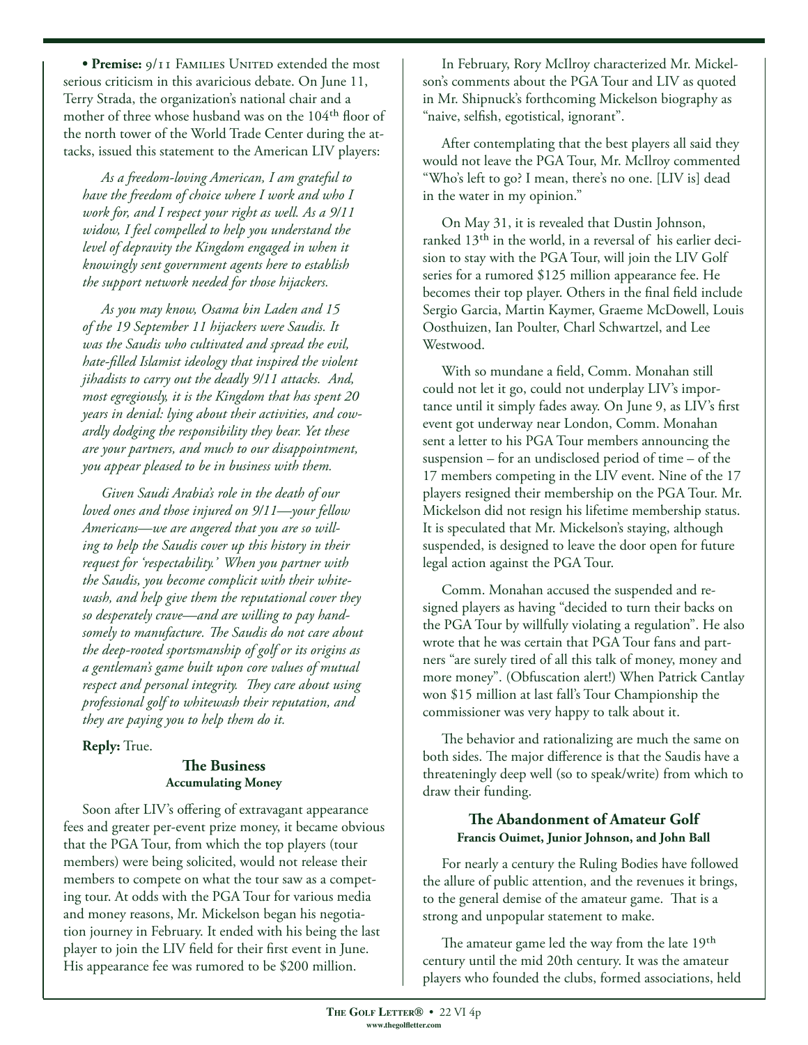• **Premise:** 9/11 Families United extended the most serious criticism in this avaricious debate. On June 11, Terry Strada, the organization's national chair and a mother of three whose husband was on the 104th floor of the north tower of the World Trade Center during the attacks, issued this statement to the American LIV players:

*As a freedom-loving American, I am grateful to have the freedom of choice where I work and who I work for, and I respect your right as well. As a 9/11 widow, I feel compelled to help you understand the level of depravity the Kingdom engaged in when it knowingly sent government agents here to establish the support network needed for those hijackers.*

*As you may know, Osama bin Laden and 15 of the 19 September 11 hijackers were Saudis. It was the Saudis who cultivated and spread the evil, hate-filled Islamist ideology that inspired the violent jihadists to carry out the deadly 9/11 attacks. And, most egregiously, it is the Kingdom that has spent 20 years in denial: lying about their activities, and cowardly dodging the responsibility they bear. Yet these are your partners, and much to our disappointment, you appear pleased to be in business with them.*

*Given Saudi Arabia's role in the death of our loved ones and those injured on 9/11—your fellow Americans—we are angered that you are so willing to help the Saudis cover up this history in their request for 'respectability.' When you partner with the Saudis, you become complicit with their whitewash, and help give them the reputational cover they so desperately crave—and are willing to pay handsomely to manufacture. The Saudis do not care about the deep-rooted sportsmanship of golf or its origins as a gentleman's game built upon core values of mutual respect and personal integrity. They care about using professional golf to whitewash their reputation, and they are paying you to help them do it.*

**Reply:** True.

### The Business
#### Accumulating Money

Soon after LIV's offering of extravagant appearance fees and greater per-event prize money, it became obvious that the PGA Tour, from which the top players (tour members) were being solicited, would not release their members to compete on what the tour saw as a competing tour. At odds with the PGA Tour for various media and money reasons, Mr. Mickelson began his negotiation journey in February. It ended with his being the last player to join the LIV field for their first event in June. His appearance fee was rumored to be $200 million.

In February, Rory McIlroy characterized Mr. Mickelson's comments about the PGA Tour and LIV as quoted in Mr. Shipnuck's forthcoming Mickelson biography as "naive, selfish, egotistical, ignorant".

After contemplating that the best players all said they would not leave the PGA Tour, Mr. McIlroy commented "Who's left to go? I mean, there's no one. [LIV is] dead in the water in my opinion."

On May 31, it is revealed that Dustin Johnson, ranked 13th in the world, in a reversal of his earlier decision to stay with the PGA Tour, will join the LIV Golf series for a rumored $125 million appearance fee. He becomes their top player. Others in the final field include Sergio Garcia, Martin Kaymer, Graeme McDowell, Louis Oosthuizen, Ian Poulter, Charl Schwartzel, and Lee Westwood.

With so mundane a field, Comm. Monahan still could not let it go, could not underplay LIV's importance until it simply fades away. On June 9, as LIV's first event got underway near London, Comm. Monahan sent a letter to his PGA Tour members announcing the suspension – for an undisclosed period of time – of the 17 members competing in the LIV event. Nine of the 17 players resigned their membership on the PGA Tour. Mr. Mickelson did not resign his lifetime membership status. It is speculated that Mr. Mickelson's staying, although suspended, is designed to leave the door open for future legal action against the PGA Tour.

Comm. Monahan accused the suspended and resigned players as having "decided to turn their backs on the PGA Tour by willfully violating a regulation". He also wrote that he was certain that PGA Tour fans and partners "are surely tired of all this talk of money, money and more money". (Obfuscation alert!) When Patrick Cantlay won $15 million at last fall's Tour Championship the commissioner was very happy to talk about it.

The behavior and rationalizing are much the same on both sides. The major difference is that the Saudis have a threateningly deep well (so to speak/write) from which to draw their funding.

### The Abandonment of Amateur Golf
#### Francis Ouimet, Junior Johnson, and John Ball

For nearly a century the Ruling Bodies have followed the allure of public attention, and the revenues it brings, to the general demise of the amateur game. That is a strong and unpopular statement to make.

The amateur game led the way from the late 19th century until the mid 20th century. It was the amateur players who founded the clubs, formed associations, held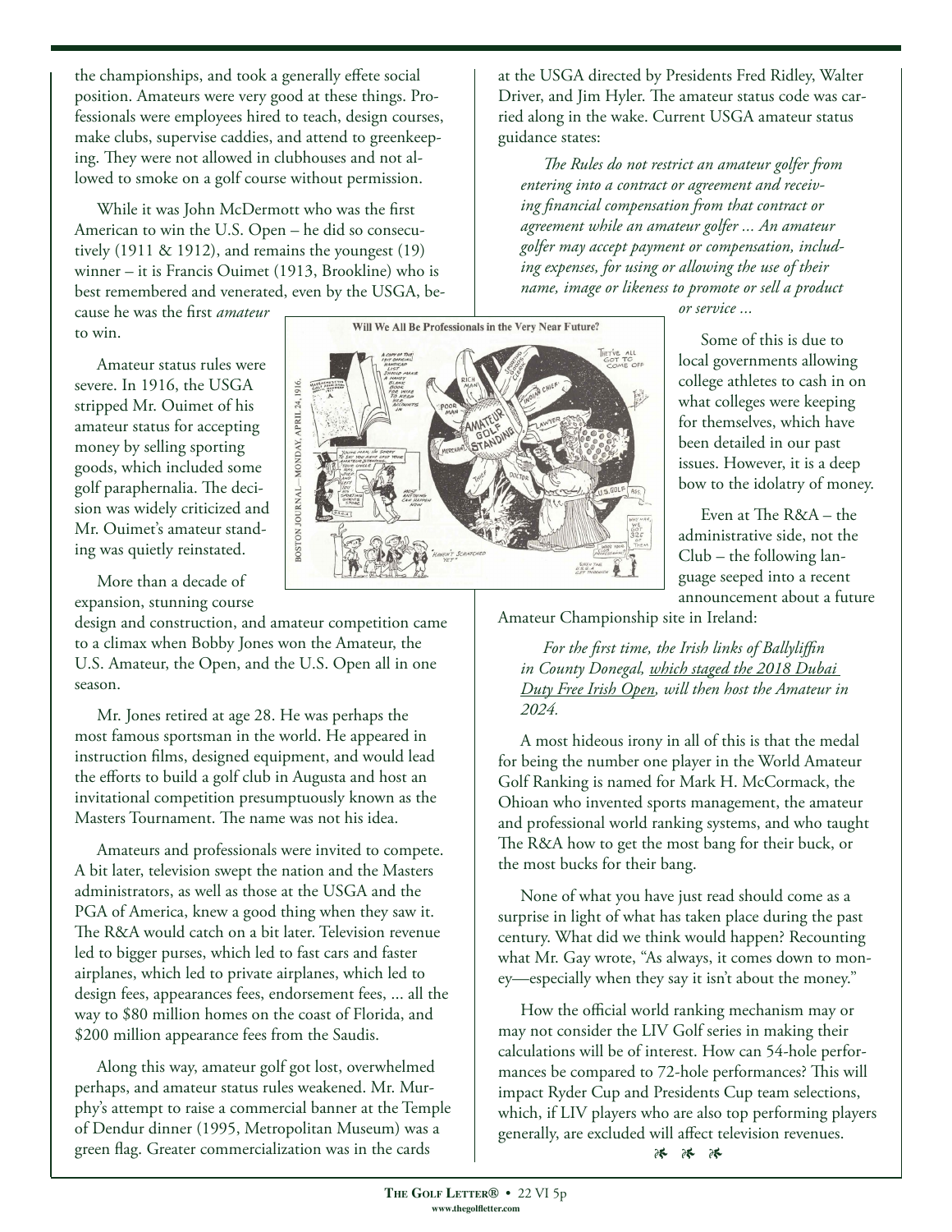the championships, and took a generally effete social position. Amateurs were very good at these things. Professionals were employees hired to teach, design courses, make clubs, supervise caddies, and attend to greenkeeping. They were not allowed in clubhouses and not allowed to smoke on a golf course without permission.

While it was John McDermott who was the first American to win the U.S. Open – he did so consecutively (1911 & 1912), and remains the youngest (19) winner – it is Francis Ouimet (1913, Brookline) who is best remembered and venerated, even by the USGA, because he was the first *amateur* to win.

Amateur status rules were severe. In 1916, the USGA stripped Mr. Ouimet of his amateur status for accepting money by selling sporting goods, which included some golf paraphernalia. The decision was widely criticized and Mr. Ouimet's amateur standing was quietly reinstated.

More than a decade of expansion, stunning course design and construction, and amateur competition came to a climax when Bobby Jones won the Amateur, the U.S. Amateur, the Open, and the U.S. Open all in one season.

Mr. Jones retired at age 28. He was perhaps the most famous sportsman in the world. He appeared in instruction films, designed equipment, and would lead the efforts to build a golf club in Augusta and host an invitational competition presumptuously known as the Masters Tournament. The name was not his idea.

Amateurs and professionals were invited to compete. A bit later, television swept the nation and the Masters administrators, as well as those at the USGA and the PGA of America, knew a good thing when they saw it. The R&A would catch on a bit later. Television revenue led to bigger purses, which led to fast cars and faster airplanes, which led to private airplanes, which led to design fees, appearances fees, endorsement fees, ... all the way to $80 million homes on the coast of Florida, and $200 million appearance fees from the Saudis.

Along this way, amateur golf got lost, overwhelmed perhaps, and amateur status rules weakened. Mr. Murphy's attempt to raise a commercial banner at the Temple of Dendur dinner (1995, Metropolitan Museum) was a green flag. Greater commercialization was in the cards at the USGA directed by Presidents Fred Ridley, Walter Driver, and Jim Hyler. The amateur status code was carried along in the wake. Current USGA amateur status guidance states:

> *The Rules do not restrict an amateur golfer from entering into a contract or agreement and receiving financial compensation from that contract or agreement while an amateur golfer ... An amateur golfer may accept payment or compensation, including expenses, for using or allowing the use of their name, image or likeness to promote or sell a product or service ...*

Some of this is due to local governments allowing college athletes to cash in on what colleges were keeping for themselves, which have been detailed in our past issues. However, it is a deep bow to the idolatry of money.

Even at The R&A – the administrative side, not the Club – the following language seeped into a recent announcement about a future Amateur Championship site in Ireland:

> *For the first time, the Irish links of Ballyliffin in County Donegal, which staged the 2018 Dubai Duty Free Irish Open, will then host the Amateur in 2024.*

A most hideous irony in all of this is that the medal for being the number one player in the World Amateur Golf Ranking is named for Mark H. McCormack, the Ohioan who invented sports management, the amateur and professional world ranking systems, and who taught The R&A how to get the most bang for their buck, or the most bucks for their bang.

None of what you have just read should come as a surprise in light of what has taken place during the past century. What did we think would happen? Recounting what Mr. Gay wrote, "As always, it comes down to money—especially when they say it isn't about the money."

How the official world ranking mechanism may or may not consider the LIV Golf series in making their calculations will be of interest. How can 54-hole performances be compared to 72-hole performances? This will impact Ryder Cup and Presidents Cup team selections, which, if LIV players who are also top performing players generally, are excluded will affect television revenues.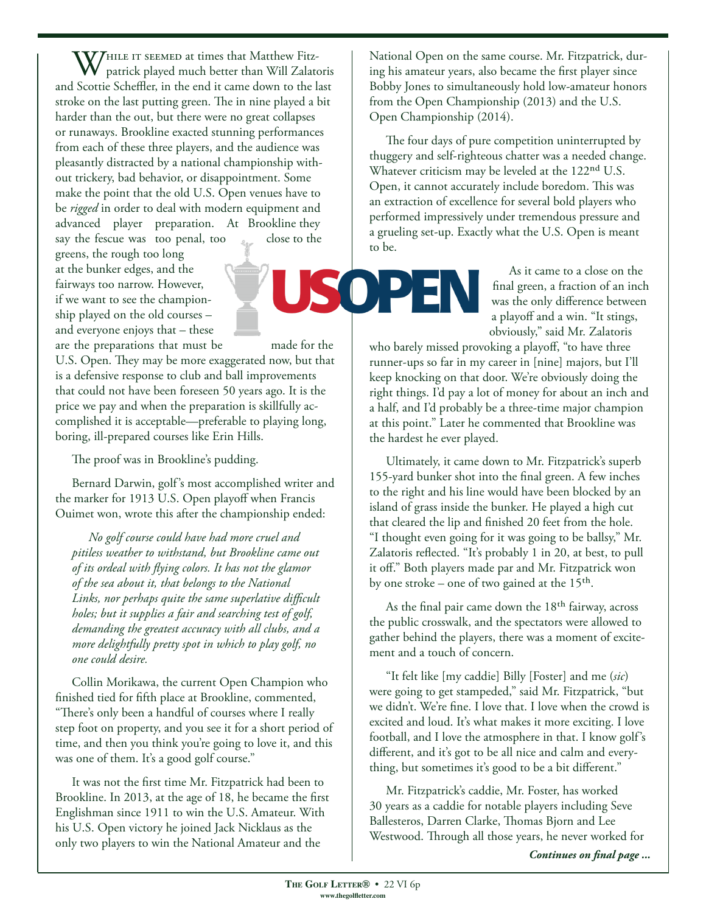While it seemed at times that Matthew Fitzpatrick played much better than Will Zalatoris and Scottie Scheffler, in the end it came down to the last stroke on the last putting green. The in nine played a bit harder than the out, but there were no great collapses or runaways. Brookline exacted stunning performances from each of these three players, and the audience was pleasantly distracted by a national championship without trickery, bad behavior, or disappointment. Some make the point that the old U.S. Open venues have to be *rigged* in order to deal with modern equipment and advanced player preparation. At Brookline they say the fescue was too penal, too close to the greens, the rough too long at the bunker edges, and the fairways too narrow. However, if we want to see the championship played on the old courses – and everyone enjoys that – these are the preparations that must be made for the U.S. Open. They may be more exaggerated now, but that is a defensive response to club and ball improvements that could not have been foreseen 50 years ago. It is the price we pay and when the preparation is skillfully accomplished it is acceptable—preferable to playing long, boring, ill-prepared courses like Erin Hills.

The proof was in Brookline's pudding.

Bernard Darwin, golf's most accomplished writer and the marker for 1913 U.S. Open playoff when Francis Ouimet won, wrote this after the championship ended:

> *No golf course could have had more cruel and pitiless weather to withstand, but Brookline came out of its ordeal with flying colors. It has not the glamor of the sea about it, that belongs to the National Links, nor perhaps quite the same superlative difficult holes; but it supplies a fair and searching test of golf, demanding the greatest accuracy with all clubs, and a more delightfully pretty spot in which to play golf, no one could desire.*

Collin Morikawa, the current Open Champion who finished tied for fifth place at Brookline, commented, "There's only been a handful of courses where I really step foot on property, and you see it for a short period of time, and then you think you're going to love it, and this was one of them. It's a good golf course."

It was not the first time Mr. Fitzpatrick had been to Brookline. In 2013, at the age of 18, he became the first Englishman since 1911 to win the U.S. Amateur. With his U.S. Open victory he joined Jack Nicklaus as the only two players to win the National Amateur and the National Open on the same course. Mr. Fitzpatrick, during his amateur years, also became the first player since Bobby Jones to simultaneously hold low-amateur honors from the Open Championship (2013) and the U.S. Open Championship (2014).

The four days of pure competition uninterrupted by thuggery and self-righteous chatter was a needed change. Whatever criticism may be leveled at the 122nd U.S. Open, it cannot accurately include boredom. This was an extraction of excellence for several bold players who performed impressively under tremendous pressure and a grueling set-up. Exactly what the U.S. Open is meant to be.

US OPEN

As it came to a close on the final green, a fraction of an inch was the only difference between a playoff and a win. "It stings, obviously," said Mr. Zalatoris who barely missed provoking a playoff, "to have three runner-ups so far in my career in [nine] majors, but I'll keep knocking on that door. We're obviously doing the right things. I'd pay a lot of money for about an inch and a half, and I'd probably be a three-time major champion at this point." Later he commented that Brookline was the hardest he ever played.

Ultimately, it came down to Mr. Fitzpatrick's superb 155-yard bunker shot into the final green. A few inches to the right and his line would have been blocked by an island of grass inside the bunker. He played a high cut that cleared the lip and finished 20 feet from the hole. "I thought even going for it was going to be ballsy," Mr. Zalatoris reflected. "It's probably 1 in 20, at best, to pull it off." Both players made par and Mr. Fitzpatrick won by one stroke – one of two gained at the 15th.

As the final pair came down the 18th fairway, across the public crosswalk, and the spectators were allowed to gather behind the players, there was a moment of excitement and a touch of concern.

"It felt like [my caddie] Billy [Foster] and me (*sic*) were going to get stampeded," said Mr. Fitzpatrick, "but we didn't. We're fine. I love that. I love when the crowd is excited and loud. It's what makes it more exciting. I love football, and I love the atmosphere in that. I know golf's different, and it's got to be all nice and calm and everything, but sometimes it's good to be a bit different."

Mr. Fitzpatrick's caddie, Mr. Foster, has worked 30 years as a caddie for notable players including Seve Ballesteros, Darren Clarke, Thomas Bjorn and Lee Westwood. Through all those years, he never worked for

***Continues on final page ...***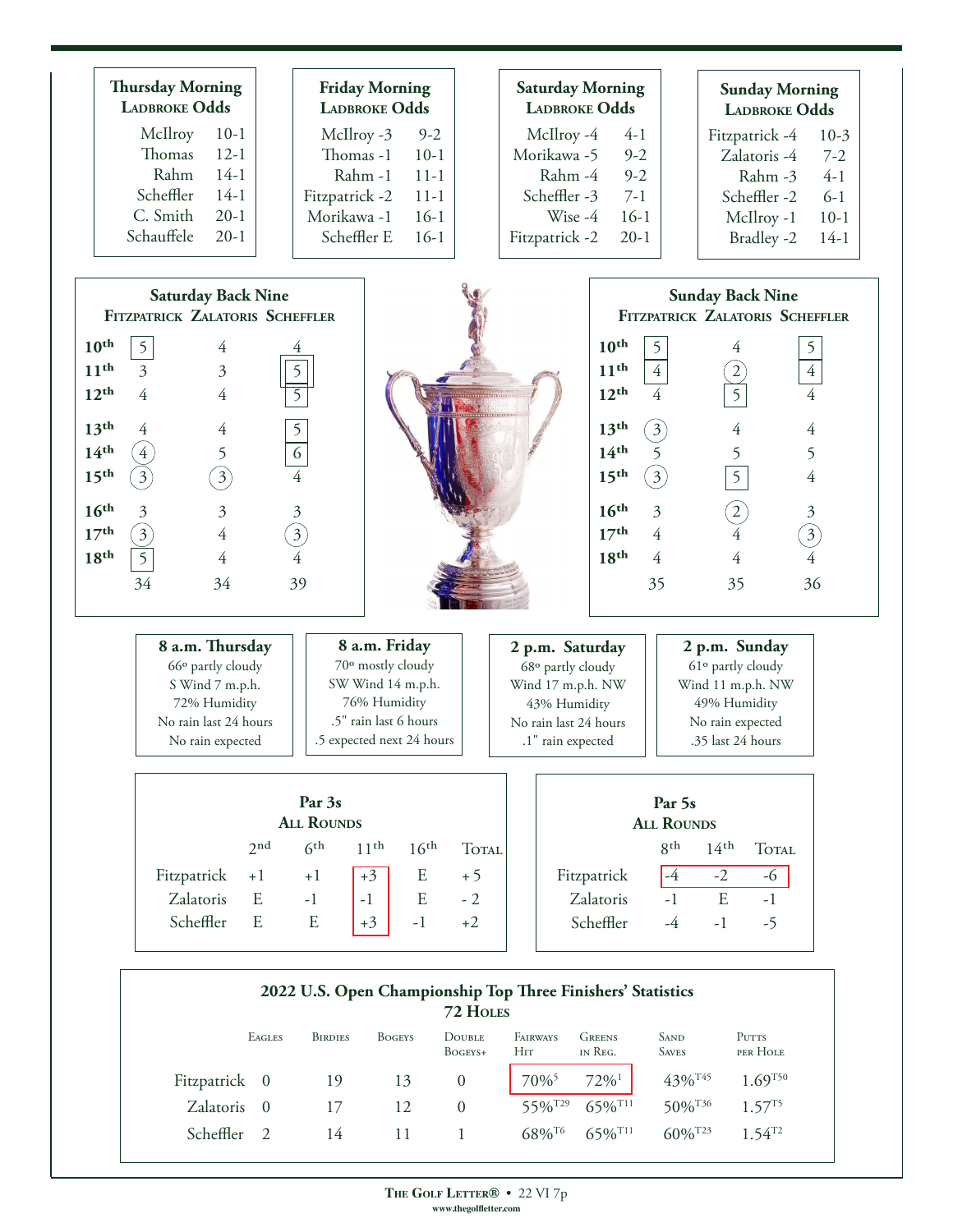### Thursday Morning Ladbroke Odds

| | |
|---|---|
| McIlroy | 10-1 |
| Thomas | 12-1 |
| Rahm | 14-1 |
| Scheffler | 14-1 |
| C. Smith | 20-1 |
| Schauffele | 20-1 |

### Friday Morning Ladbroke Odds

| | |
|---|---|
| McIlroy -3 | 9-2 |
| Thomas -1 | 10-1 |
| Rahm -1 | 11-1 |
| Fitzpatrick -2 | 11-1 |
| Morikawa -1 | 16-1 |
| Scheffler E | 16-1 |

### Saturday Morning Ladbroke Odds

| | |
|---|---|
| McIlroy -4 | 4-1 |
| Morikawa -5 | 9-2 |
| Rahm -4 | 9-2 |
| Scheffler -3 | 7-1 |
| Wise -4 | 16-1 |
| Fitzpatrick -2 | 20-1 |

### Sunday Morning Ladbroke Odds

| | |
|---|---|
| Fitzpatrick -4 | 10-3 |
| Zalatoris -4 | 7-2 |
| Rahm -3 | 4-1 |
| Scheffler -2 | 6-1 |
| McIlroy -1 | 10-1 |
| Bradley -2 | 14-1 |

### Saturday Back Nine

| | Fitzpatrick | Zalatoris | Scheffler |
|---|---|---|---|
| 10th | 5 | 4 | 4 |
| 11th | 3 | 3 | 5 |
| 12th | 4 | 4 | 5 |
| 13th | 4 | 4 | 5 |
| 14th | 4 | 5 | 6 |
| 15th | 3 | 3 | 4 |
| 16th | 3 | 3 | 3 |
| 17th | 3 | 4 | 3 |
| 18th | 5 | 4 | 4 |
| | 34 | 34 | 39 |

### Sunday Back Nine

| | Fitzpatrick | Zalatoris | Scheffler |
|---|---|---|---|
| 10th | 5 | 4 | 5 |
| 11th | 4 | 2 | 4 |
| 12th | 4 | 5 | 4 |
| 13th | 3 | 4 | 4 |
| 14th | 5 | 5 | 5 |
| 15th | 3 | 5 | 4 |
| 16th | 3 | 2 | 3 |
| 17th | 4 | 4 | 3 |
| 18th | 4 | 4 | 4 |
| | 35 | 35 | 36 |

**8 a.m. Thursday**
66º partly cloudy
S Wind 7 m.p.h.
72% Humidity
No rain last 24 hours
No rain expected

**8 a.m. Friday**
70º mostly cloudy
SW Wind 14 m.p.h.
76% Humidity
.5" rain last 6 hours
.5 expected next 24 hours

**2 p.m. Saturday**
68º partly cloudy
Wind 17 m.p.h. NW
43% Humidity
No rain last 24 hours
.1" rain expected

**2 p.m. Sunday**
61º partly cloudy
Wind 11 m.p.h. NW
49% Humidity
No rain expected
.35 last 24 hours

### Par 3s All Rounds

| | 2nd | 6th | 11th | 16th | Total |
|---|---|---|---|---|---|
| Fitzpatrick | +1 | +1 | +3 | E | +5 |
| Zalatoris | E | -1 | -1 | E | -2 |
| Scheffler | E | E | +3 | -1 | +2 |

### Par 5s All Rounds

| | 8th | 14th | Total |
|---|---|---|---|
| Fitzpatrick | -4 | -2 | -6 |
| Zalatoris | -1 | E | -1 |
| Scheffler | -4 | -1 | -5 |

### 2022 U.S. Open Championship Top Three Finishers' Statistics 72 Holes

| | Eagles | Birdies | Bogeys | Double Bogeys+ | Fairways Hit | Greens in Reg. | Sand Saves | Putts per Hole |
|---|---|---|---|---|---|---|---|---|
| Fitzpatrick | 0 | 19 | 13 | 0 | 70%[5] | 72%[1] | 43%[T45] | 1.69[T50] |
| Zalatoris | 0 | 17 | 12 | 0 | 55%[T29] | 65%[T11] | 50%[T36] | 1.57[T5] |
| Scheffler | 2 | 14 | 11 | 1 | 68%[T6] | 65%[T11] | 60%[T23] | 1.54[T2] |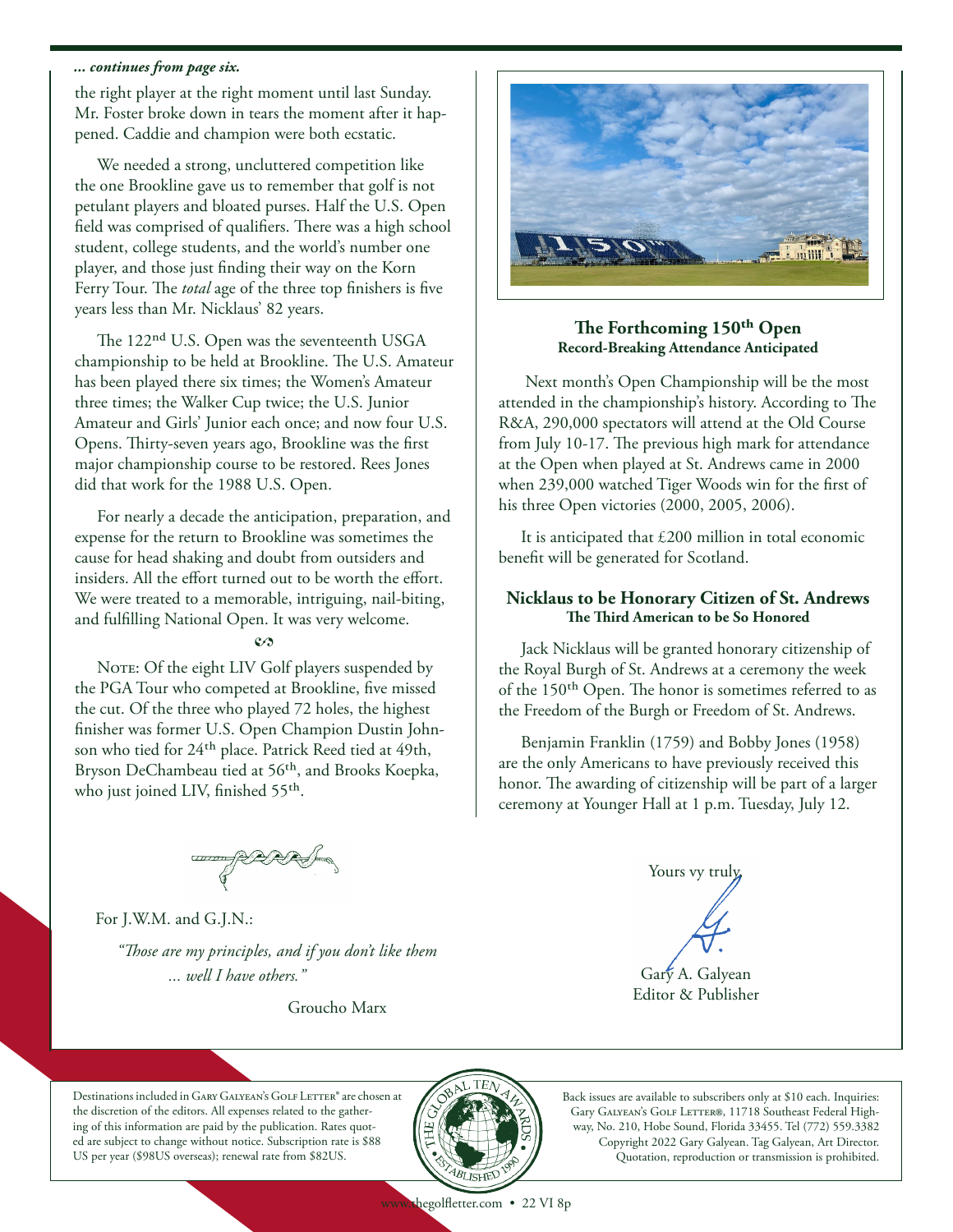*... continues from page six.*

the right player at the right moment until last Sunday. Mr. Foster broke down in tears the moment after it happened. Caddie and champion were both ecstatic.

We needed a strong, uncluttered competition like the one Brookline gave us to remember that golf is not petulant players and bloated purses. Half the U.S. Open field was comprised of qualifiers. There was a high school student, college students, and the world's number one player, and those just finding their way on the Korn Ferry Tour. The *total* age of the three top finishers is five years less than Mr. Nicklaus' 82 years.

The 122nd U.S. Open was the seventeenth USGA championship to be held at Brookline. The U.S. Amateur has been played there six times; the Women's Amateur three times; the Walker Cup twice; the U.S. Junior Amateur and Girls' Junior each once; and now four U.S. Opens. Thirty-seven years ago, Brookline was the first major championship course to be restored. Rees Jones did that work for the 1988 U.S. Open.

For nearly a decade the anticipation, preparation, and expense for the return to Brookline was sometimes the cause for head shaking and doubt from outsiders and insiders. All the effort turned out to be worth the effort. We were treated to a memorable, intriguing, nail-biting, and fulfilling National Open. It was very welcome.

Note: Of the eight LIV Golf players suspended by the PGA Tour who competed at Brookline, five missed the cut. Of the three who played 72 holes, the highest finisher was former U.S. Open Champion Dustin Johnson who tied for 24th place. Patrick Reed tied at 49th, Bryson DeChambeau tied at 56th, and Brooks Koepka, who just joined LIV, finished 55th.

## The Forthcoming 150th Open

**Record-Breaking Attendance Anticipated**

Next month's Open Championship will be the most attended in the championship's history. According to The R&A, 290,000 spectators will attend at the Old Course from July 10-17. The previous high mark for attendance at the Open when played at St. Andrews came in 2000 when 239,000 watched Tiger Woods win for the first of his three Open victories (2000, 2005, 2006).

It is anticipated that £200 million in total economic benefit will be generated for Scotland.

## Nicklaus to be Honorary Citizen of St. Andrews

**The Third American to be So Honored**

Jack Nicklaus will be granted honorary citizenship of the Royal Burgh of St. Andrews at a ceremony the week of the 150th Open. The honor is sometimes referred to as the Freedom of the Burgh or Freedom of St. Andrews.

Benjamin Franklin (1759) and Bobby Jones (1958) are the only Americans to have previously received this honor. The awarding of citizenship will be part of a larger ceremony at Younger Hall at 1 p.m. Tuesday, July 12.

For J.W.M. and G.J.N.:

*"Those are my principles, and if you don't like them ... well I have others."*

Groucho Marx

Yours vy truly,

Gary A. Galyean
Editor & Publisher

Destinations included in Gary Galyean's Golf Letter® are chosen at the discretion of the editors. All expenses related to the gathering of this information are paid by the publication. Rates quoted are subject to change without notice. Subscription rate is $88 US per year ($98US overseas); renewal rate from $82US.

The Global Ten Awards — Established 1990

Back issues are available to subscribers only at $10 each. Inquiries: Gary Galyean's Golf Letter®, 11718 Southeast Federal Highway, No. 210, Hobe Sound, Florida 33455. Tel (772) 559.3382 Copyright 2022 Gary Galyean. Tag Galyean, Art Director. Quotation, reproduction or transmission is prohibited.

www.thegolfletter.com • 22 VI 8p